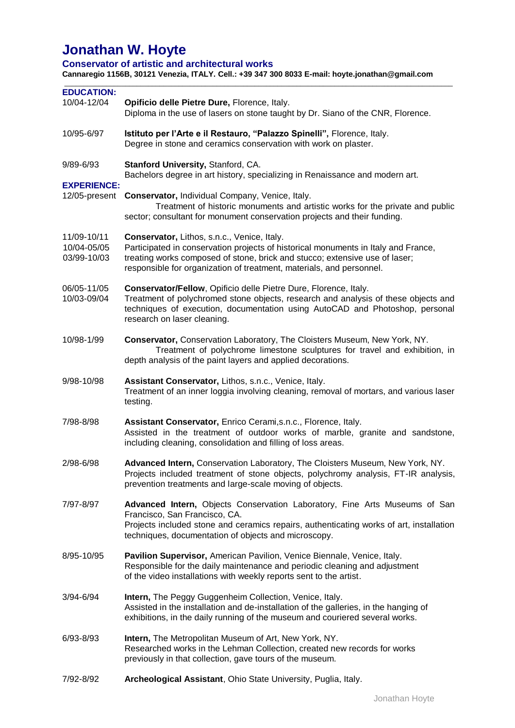# Jonathan W. Hoyte

## Conservator of artistic and architectural works

**Cannaregio 1156B, 30121 Venezia, ITALY. Cell.: +39 347 300 8033 E-mail: hoyte.jonathan@gmail.com**

## EDUCATION:

10/04-12/04 **Opificio delle Pietre Dure,** Florence, Italy.
Diploma in the use of lasers on stone taught by Dr. Siano of the CNR, Florence.

10/95-6/97 **Istituto per l'Arte e il Restauro, "Palazzo Spinelli",** Florence, Italy.
Degree in stone and ceramics conservation with work on plaster.

9/89-6/93 **Stanford University,** Stanford, CA.
Bachelors degree in art history, specializing in Renaissance and modern art.

## EXPERIENCE:

12/05-present **Conservator,** Individual Company, Venice, Italy.
Treatment of historic monuments and artistic works for the private and public sector; consultant for monument conservation projects and their funding.

11/09-10/11
10/04-05/05
03/99-10/03 **Conservator,** Lithos, s.n.c., Venice, Italy.
Participated in conservation projects of historical monuments in Italy and France, treating works composed of stone, brick and stucco; extensive use of laser; responsible for organization of treatment, materials, and personnel.

06/05-11/05
10/03-09/04 **Conservator/Fellow**, Opificio delle Pietre Dure, Florence, Italy.
Treatment of polychromed stone objects, research and analysis of these objects and techniques of execution, documentation using AutoCAD and Photoshop, personal research on laser cleaning.

10/98-1/99 **Conservator,** Conservation Laboratory, The Cloisters Museum, New York, NY.
Treatment of polychrome limestone sculptures for travel and exhibition, in depth analysis of the paint layers and applied decorations.

9/98-10/98 **Assistant Conservator,** Lithos, s.n.c., Venice, Italy.
Treatment of an inner loggia involving cleaning, removal of mortars, and various laser testing.

7/98-8/98 **Assistant Conservator,** Enrico Cerami,s.n.c., Florence, Italy.
Assisted in the treatment of outdoor works of marble, granite and sandstone, including cleaning, consolidation and filling of loss areas.

2/98-6/98 **Advanced Intern,** Conservation Laboratory, The Cloisters Museum, New York, NY.
Projects included treatment of stone objects, polychromy analysis, FT-IR analysis, prevention treatments and large-scale moving of objects.

7/97-8/97 **Advanced Intern,** Objects Conservation Laboratory, Fine Arts Museums of San Francisco, San Francisco, CA.
Projects included stone and ceramics repairs, authenticating works of art, installation techniques, documentation of objects and microscopy.

8/95-10/95 **Pavilion Supervisor,** American Pavilion, Venice Biennale, Venice, Italy.
Responsible for the daily maintenance and periodic cleaning and adjustment of the video installations with weekly reports sent to the artist.

3/94-6/94 **Intern,** The Peggy Guggenheim Collection, Venice, Italy.
Assisted in the installation and de-installation of the galleries, in the hanging of exhibitions, in the daily running of the museum and couriered several works.

6/93-8/93 **Intern,** The Metropolitan Museum of Art, New York, NY.
Researched works in the Lehman Collection, created new records for works previously in that collection, gave tours of the museum.

7/92-8/92 **Archeological Assistant**, Ohio State University, Puglia, Italy.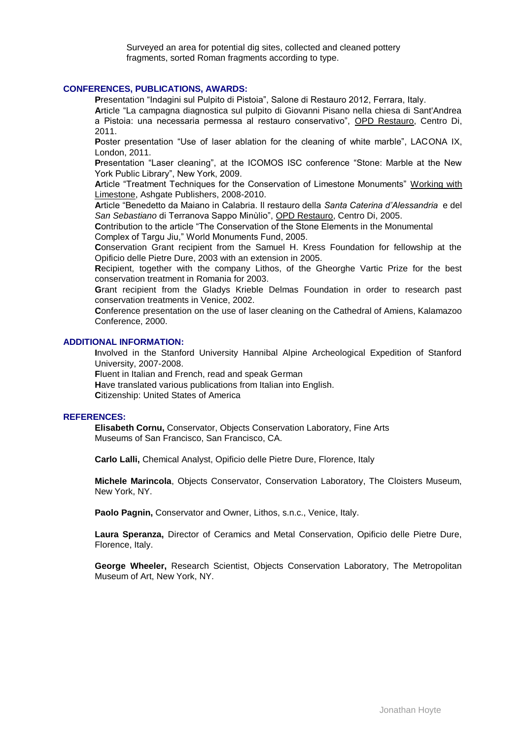Surveyed an area for potential dig sites, collected and cleaned pottery fragments, sorted Roman fragments according to type.

## CONFERENCES, PUBLICATIONS, AWARDS:

**P**resentation "Indagini sul Pulpito di Pistoia", Salone di Restauro 2012, Ferrara, Italy.

**A**rticle "La campagna diagnostica sul pulpito di Giovanni Pisano nella chiesa di Sant'Andrea a Pistoia: una necessaria permessa al restauro conservativo", <u>OPD Restauro</u>, Centro Di, 2011.

**P**oster presentation "Use of laser ablation for the cleaning of white marble", LACONA IX, London, 2011.

**P**resentation "Laser cleaning", at the ICOMOS ISC conference "Stone: Marble at the New York Public Library", New York, 2009.

**A**rticle "Treatment Techniques for the Conservation of Limestone Monuments" <u>Working with Limestone</u>, Ashgate Publishers, 2008-2010.

**A**rticle "Benedetto da Maiano in Calabria. Il restauro della *Santa Caterina d'Alessandria* e del *San Sebastiano* di Terranova Sappo Minùlio", <u>OPD Restauro</u>, Centro Di, 2005.

**C**ontribution to the article "The Conservation of the Stone Elements in the Monumental Complex of Targu Jiu," World Monuments Fund, 2005.

**C**onservation Grant recipient from the Samuel H. Kress Foundation for fellowship at the Opificio delle Pietre Dure, 2003 with an extension in 2005.

**R**ecipient, together with the company Lithos, of the Gheorghe Vartic Prize for the best conservation treatment in Romania for 2003.

**G**rant recipient from the Gladys Krieble Delmas Foundation in order to research past conservation treatments in Venice, 2002.

**C**onference presentation on the use of laser cleaning on the Cathedral of Amiens, Kalamazoo Conference, 2000.

## ADDITIONAL INFORMATION:

**I**nvolved in the Stanford University Hannibal Alpine Archeological Expedition of Stanford University, 2007-2008.

**F**luent in Italian and French, read and speak German

**H**ave translated various publications from Italian into English.

**C**itizenship: United States of America

## REFERENCES:

**Elisabeth Cornu,** Conservator, Objects Conservation Laboratory, Fine Arts Museums of San Francisco, San Francisco, CA.

**Carlo Lalli,** Chemical Analyst, Opificio delle Pietre Dure, Florence, Italy

**Michele Marincola**, Objects Conservator, Conservation Laboratory, The Cloisters Museum, New York, NY.

**Paolo Pagnin,** Conservator and Owner, Lithos, s.n.c., Venice, Italy.

**Laura Speranza,** Director of Ceramics and Metal Conservation, Opificio delle Pietre Dure, Florence, Italy.

**George Wheeler,** Research Scientist, Objects Conservation Laboratory, The Metropolitan Museum of Art, New York, NY.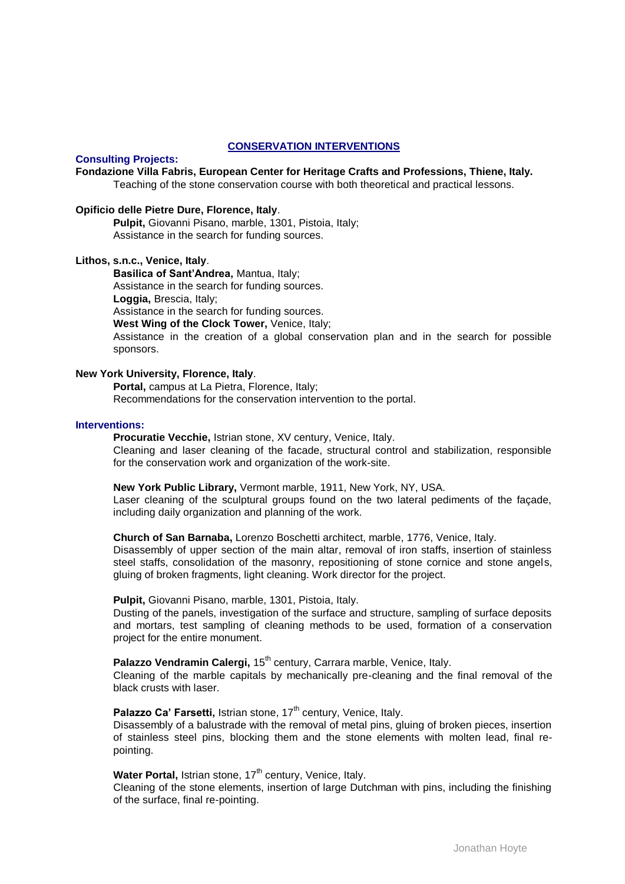## CONSERVATION INTERVENTIONS

### Consulting Projects:

**Fondazione Villa Fabris, European Center for Heritage Crafts and Professions, Thiene, Italy.**
Teaching of the stone conservation course with both theoretical and practical lessons.

**Opificio delle Pietre Dure, Florence, Italy**.
**Pulpit,** Giovanni Pisano, marble, 1301, Pistoia, Italy;
Assistance in the search for funding sources.

**Lithos, s.n.c., Venice, Italy**.
**Basilica of Sant'Andrea,** Mantua, Italy;
Assistance in the search for funding sources.
**Loggia,** Brescia, Italy;
Assistance in the search for funding sources.
**West Wing of the Clock Tower,** Venice, Italy;
Assistance in the creation of a global conservation plan and in the search for possible sponsors.

**New York University, Florence, Italy**.
**Portal,** campus at La Pietra, Florence, Italy;
Recommendations for the conservation intervention to the portal.

### Interventions:

**Procuratie Vecchie,** Istrian stone, XV century, Venice, Italy.
Cleaning and laser cleaning of the facade, structural control and stabilization, responsible for the conservation work and organization of the work-site.

**New York Public Library,** Vermont marble, 1911, New York, NY, USA.
Laser cleaning of the sculptural groups found on the two lateral pediments of the façade, including daily organization and planning of the work.

**Church of San Barnaba,** Lorenzo Boschetti architect, marble, 1776, Venice, Italy.
Disassembly of upper section of the main altar, removal of iron staffs, insertion of stainless steel staffs, consolidation of the masonry, repositioning of stone cornice and stone angels, gluing of broken fragments, light cleaning. Work director for the project.

**Pulpit,** Giovanni Pisano, marble, 1301, Pistoia, Italy.
Dusting of the panels, investigation of the surface and structure, sampling of surface deposits and mortars, test sampling of cleaning methods to be used, formation of a conservation project for the entire monument.

**Palazzo Vendramin Calergi,** 15th century, Carrara marble, Venice, Italy.
Cleaning of the marble capitals by mechanically pre-cleaning and the final removal of the black crusts with laser.

**Palazzo Ca' Farsetti,** Istrian stone, 17th century, Venice, Italy.
Disassembly of a balustrade with the removal of metal pins, gluing of broken pieces, insertion of stainless steel pins, blocking them and the stone elements with molten lead, final re-pointing.

**Water Portal,** Istrian stone, 17th century, Venice, Italy.
Cleaning of the stone elements, insertion of large Dutchman with pins, including the finishing of the surface, final re-pointing.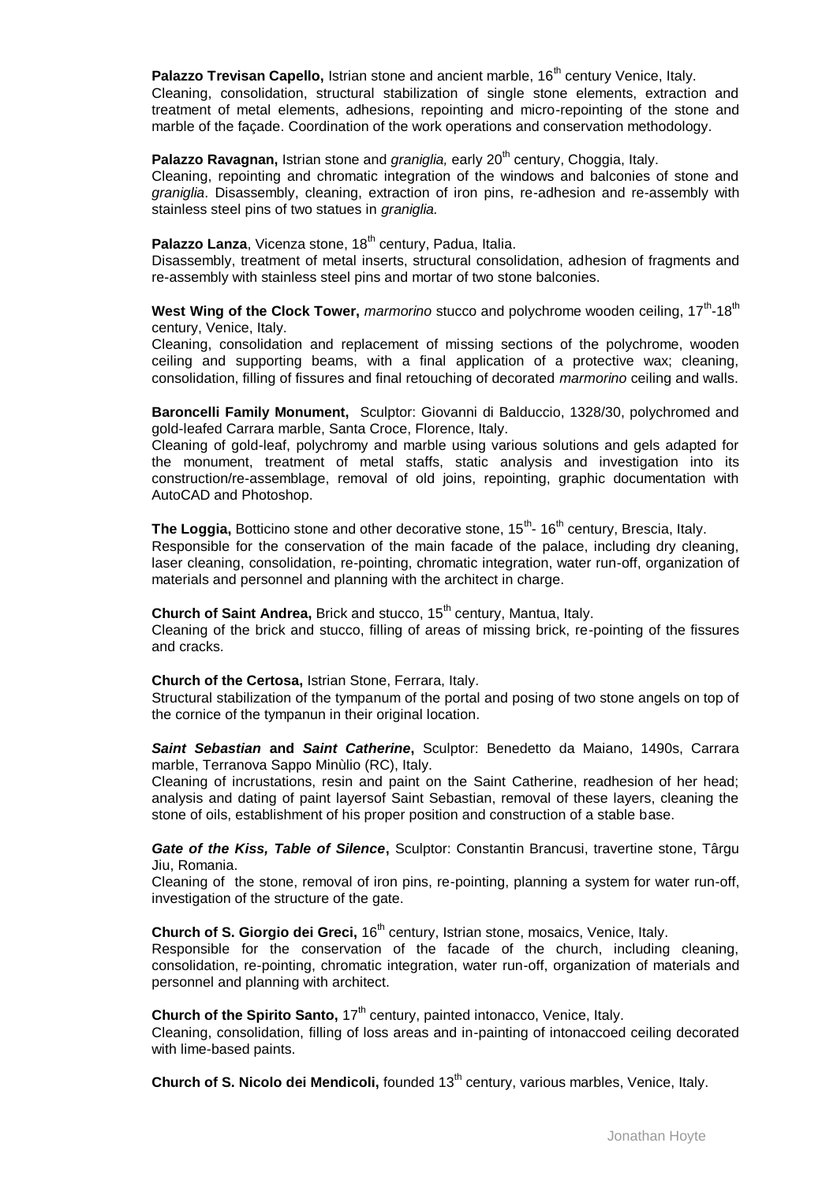**Palazzo Trevisan Capello,** Istrian stone and ancient marble, 16th century Venice, Italy.
Cleaning, consolidation, structural stabilization of single stone elements, extraction and treatment of metal elements, adhesions, repointing and micro-repointing of the stone and marble of the façade. Coordination of the work operations and conservation methodology.

**Palazzo Ravagnan,** Istrian stone and *graniglia,* early 20th century, Choggia, Italy.
Cleaning, repointing and chromatic integration of the windows and balconies of stone and *graniglia*. Disassembly, cleaning, extraction of iron pins, re-adhesion and re-assembly with stainless steel pins of two statues in *graniglia.*

**Palazzo Lanza**, Vicenza stone, 18th century, Padua, Italia.
Disassembly, treatment of metal inserts, structural consolidation, adhesion of fragments and re-assembly with stainless steel pins and mortar of two stone balconies.

**West Wing of the Clock Tower,** *marmorino* stucco and polychrome wooden ceiling, 17th-18th century, Venice, Italy.
Cleaning, consolidation and replacement of missing sections of the polychrome, wooden ceiling and supporting beams, with a final application of a protective wax; cleaning, consolidation, filling of fissures and final retouching of decorated *marmorino* ceiling and walls.

**Baroncelli Family Monument,** Sculptor: Giovanni di Balduccio, 1328/30, polychromed and gold-leafed Carrara marble, Santa Croce, Florence, Italy.
Cleaning of gold-leaf, polychromy and marble using various solutions and gels adapted for the monument, treatment of metal staffs, static analysis and investigation into its construction/re-assemblage, removal of old joins, repointing, graphic documentation with AutoCAD and Photoshop.

**The Loggia,** Botticino stone and other decorative stone, 15th- 16th century, Brescia, Italy.
Responsible for the conservation of the main facade of the palace, including dry cleaning, laser cleaning, consolidation, re-pointing, chromatic integration, water run-off, organization of materials and personnel and planning with the architect in charge.

**Church of Saint Andrea,** Brick and stucco, 15th century, Mantua, Italy.
Cleaning of the brick and stucco, filling of areas of missing brick, re-pointing of the fissures and cracks.

**Church of the Certosa,** Istrian Stone, Ferrara, Italy.
Structural stabilization of the tympanum of the portal and posing of two stone angels on top of the cornice of the tympanun in their original location.

***Saint Sebastian* and *Saint Catherine*,** Sculptor: Benedetto da Maiano, 1490s, Carrara marble, Terranova Sappo Minùlio (RC), Italy.
Cleaning of incrustations, resin and paint on the Saint Catherine, readhesion of her head; analysis and dating of paint layersof Saint Sebastian, removal of these layers, cleaning the stone of oils, establishment of his proper position and construction of a stable base.

***Gate of the Kiss, Table of Silence*,** Sculptor: Constantin Brancusi, travertine stone, Târgu Jiu, Romania.
Cleaning of the stone, removal of iron pins, re-pointing, planning a system for water run-off, investigation of the structure of the gate.

**Church of S. Giorgio dei Greci,** 16th century, Istrian stone, mosaics, Venice, Italy.
Responsible for the conservation of the facade of the church, including cleaning, consolidation, re-pointing, chromatic integration, water run-off, organization of materials and personnel and planning with architect.

**Church of the Spirito Santo,** 17th century, painted intonacco, Venice, Italy.
Cleaning, consolidation, filling of loss areas and in-painting of intonaccoed ceiling decorated with lime-based paints.

**Church of S. Nicolo dei Mendicoli,** founded 13th century, various marbles, Venice, Italy.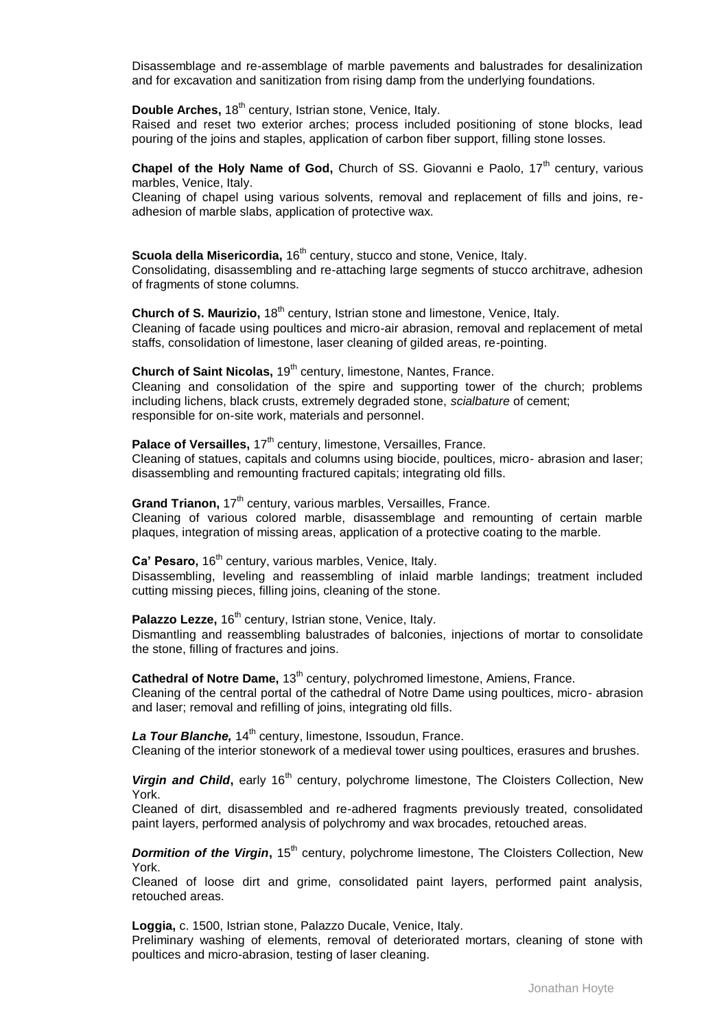Disassemblage and re-assemblage of marble pavements and balustrades for desalinization and for excavation and sanitization from rising damp from the underlying foundations.

**Double Arches,** 18th century, Istrian stone, Venice, Italy.
Raised and reset two exterior arches; process included positioning of stone blocks, lead pouring of the joins and staples, application of carbon fiber support, filling stone losses.

**Chapel of the Holy Name of God,** Church of SS. Giovanni e Paolo, 17th century, various marbles, Venice, Italy.
Cleaning of chapel using various solvents, removal and replacement of fills and joins, re-adhesion of marble slabs, application of protective wax.

**Scuola della Misericordia,** 16th century, stucco and stone, Venice, Italy.
Consolidating, disassembling and re-attaching large segments of stucco architrave, adhesion of fragments of stone columns.

**Church of S. Maurizio,** 18th century, Istrian stone and limestone, Venice, Italy.
Cleaning of facade using poultices and micro-air abrasion, removal and replacement of metal staffs, consolidation of limestone, laser cleaning of gilded areas, re-pointing.

**Church of Saint Nicolas,** 19th century, limestone, Nantes, France.
Cleaning and consolidation of the spire and supporting tower of the church; problems including lichens, black crusts, extremely degraded stone, *scialbature* of cement; responsible for on-site work, materials and personnel.

**Palace of Versailles,** 17th century, limestone, Versailles, France.
Cleaning of statues, capitals and columns using biocide, poultices, micro- abrasion and laser; disassembling and remounting fractured capitals; integrating old fills.

**Grand Trianon,** 17th century, various marbles, Versailles, France.
Cleaning of various colored marble, disassemblage and remounting of certain marble plaques, integration of missing areas, application of a protective coating to the marble.

**Ca' Pesaro,** 16th century, various marbles, Venice, Italy.
Disassembling, leveling and reassembling of inlaid marble landings; treatment included cutting missing pieces, filling joins, cleaning of the stone.

**Palazzo Lezze,** 16th century, Istrian stone, Venice, Italy.
Dismantling and reassembling balustrades of balconies, injections of mortar to consolidate the stone, filling of fractures and joins.

**Cathedral of Notre Dame,** 13th century, polychromed limestone, Amiens, France.
Cleaning of the central portal of the cathedral of Notre Dame using poultices, micro- abrasion and laser; removal and refilling of joins, integrating old fills.

***La Tour Blanche,*** 14th century, limestone, Issoudun, France.
Cleaning of the interior stonework of a medieval tower using poultices, erasures and brushes.

***Virgin and Child*****,** early 16th century, polychrome limestone, The Cloisters Collection, New York.
Cleaned of dirt, disassembled and re-adhered fragments previously treated, consolidated paint layers, performed analysis of polychromy and wax brocades, retouched areas.

***Dormition of the Virgin*****,** 15th century, polychrome limestone, The Cloisters Collection, New York.
Cleaned of loose dirt and grime, consolidated paint layers, performed paint analysis, retouched areas.

**Loggia,** c. 1500, Istrian stone, Palazzo Ducale, Venice, Italy.
Preliminary washing of elements, removal of deteriorated mortars, cleaning of stone with poultices and micro-abrasion, testing of laser cleaning.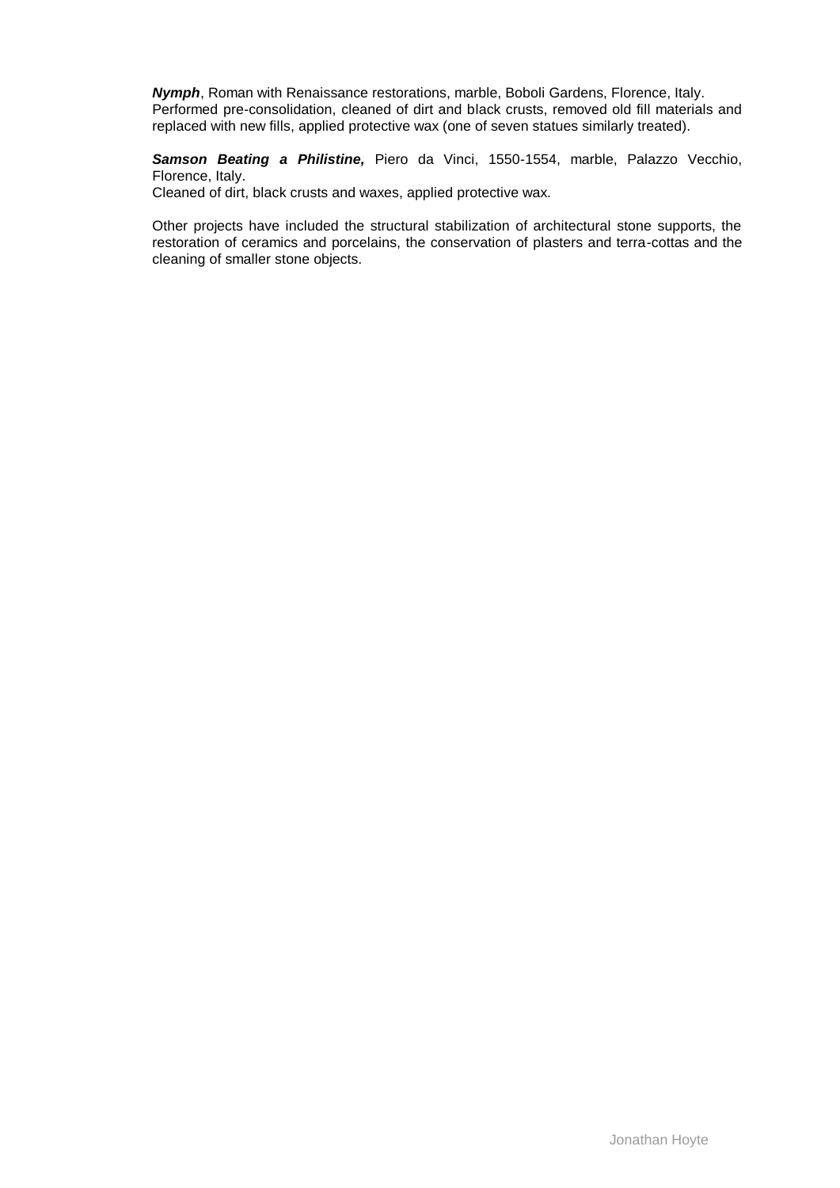***Nymph***, Roman with Renaissance restorations, marble, Boboli Gardens, Florence, Italy.
Performed pre-consolidation, cleaned of dirt and black crusts, removed old fill materials and replaced with new fills, applied protective wax (one of seven statues similarly treated).

***Samson Beating a Philistine,*** Piero da Vinci, 1550-1554, marble, Palazzo Vecchio, Florence, Italy.
Cleaned of dirt, black crusts and waxes, applied protective wax.

Other projects have included the structural stabilization of architectural stone supports, the restoration of ceramics and porcelains, the conservation of plasters and terra-cottas and the cleaning of smaller stone objects.